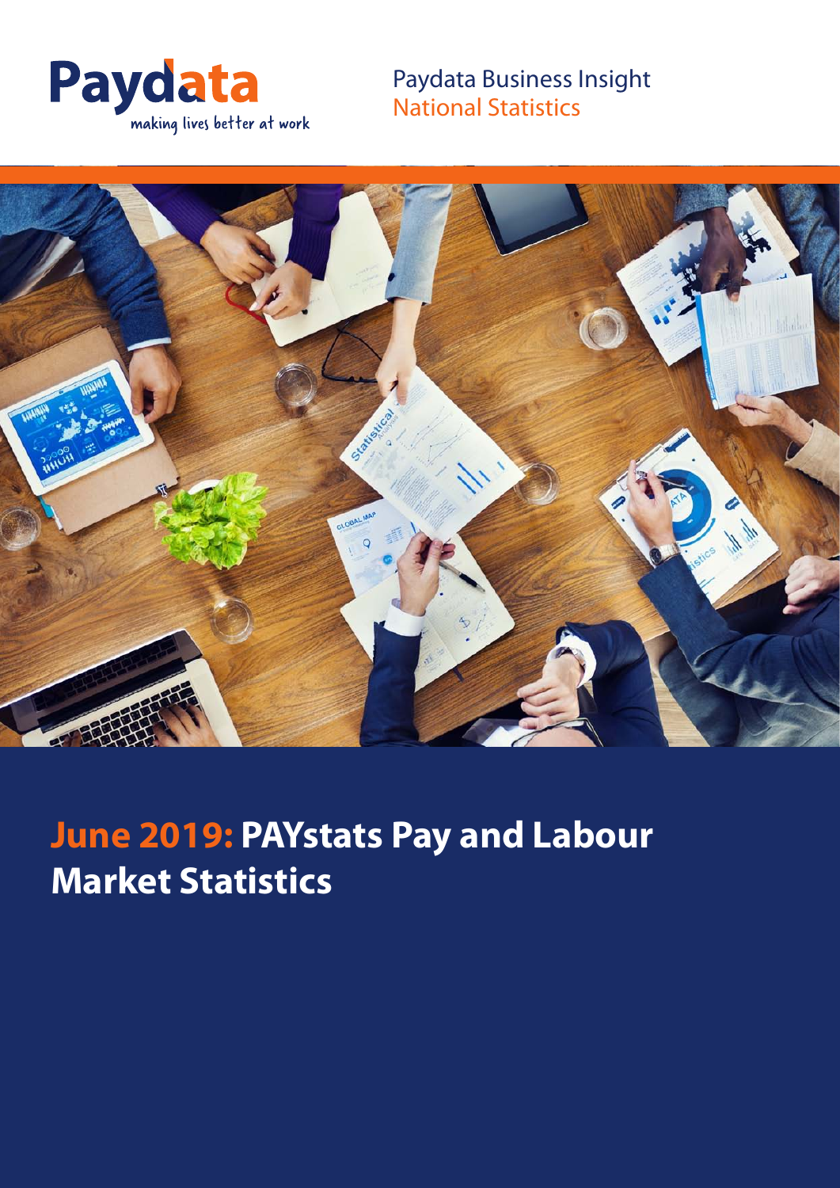Paydata
making lives better at work

Paydata Business Insight
National Statistics

# June 2019: PAYstats Pay and Labour Market Statistics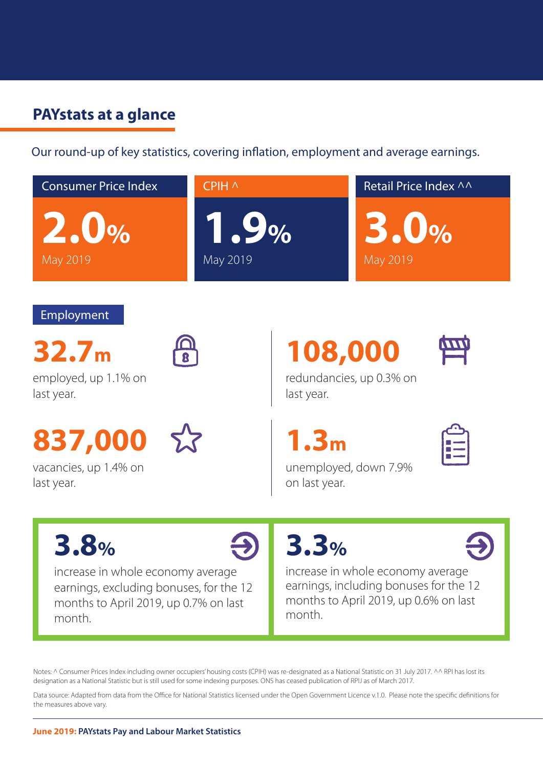## PAYstats at a glance

Our round-up of key statistics, covering inflation, employment and average earnings.

| Consumer Price Index | CPIH ^ | Retail Price Index ^^ |
|---|---|---|
| **2.0%** May 2019 | **1.9%** May 2019 | **3.0%** May 2019 |

### Employment

**32.7m**

employed, up 1.1% on last year.

**108,000**

redundancies, up 0.3% on last year.

**837,000**

vacancies, up 1.4% on last year.

**1.3m**

unemployed, down 7.9% on last year.

**3.8%**

increase in whole economy average earnings, excluding bonuses, for the 12 months to April 2019, up 0.7% on last month.

**3.3%**

increase in whole economy average earnings, including bonuses for the 12 months to April 2019, up 0.6% on last month.

Notes: ^ Consumer Prices Index including owner occupiers' housing costs (CPIH) was re-designated as a National Statistic on 31 July 2017. ^^ RPI has lost its designation as a National Statistic but is still used for some indexing purposes. ONS has ceased publication of RPIJ as of March 2017.

Data source: Adapted from data from the Office for National Statistics licensed under the Open Government Licence v.1.0. Please note the specific definitions for the measures above vary.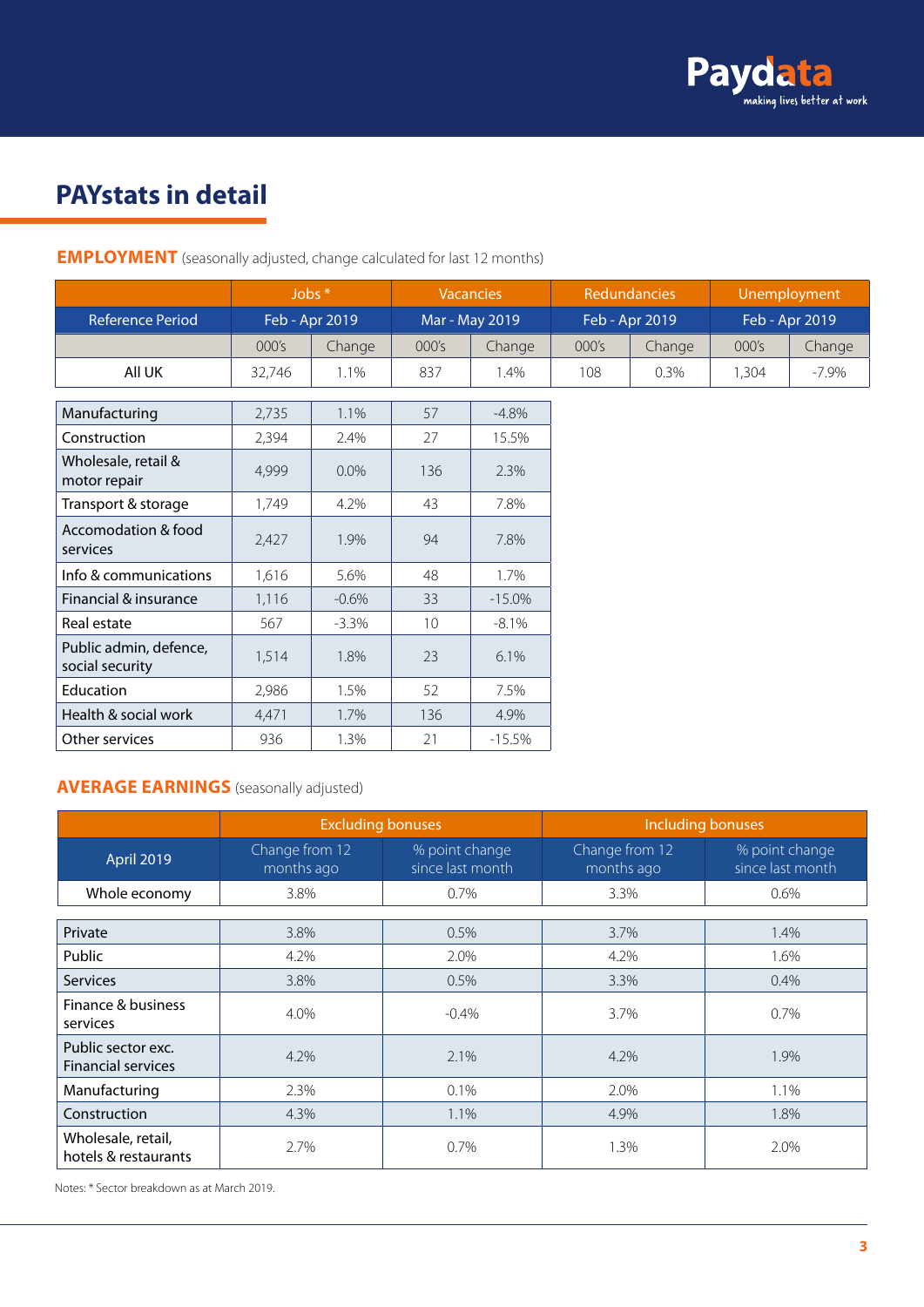# PAYstats in detail

## EMPLOYMENT (seasonally adjusted, change calculated for last 12 months)

| | Jobs * | | Vacancies | | Redundancies | | Unemployment | |
|---|---|---|---|---|---|---|---|---|
| Reference Period | Feb - Apr 2019 | | Mar - May 2019 | | Feb - Apr 2019 | | Feb - Apr 2019 | |
| | 000's | Change | 000's | Change | 000's | Change | 000's | Change |
| All UK | 32,746 | 1.1% | 837 | 1.4% | 108 | 0.3% | 1,304 | -7.9% |
| Manufacturing | 2,735 | 1.1% | 57 | -4.8% | | | | |
| Construction | 2,394 | 2.4% | 27 | 15.5% | | | | |
| Wholesale, retail & motor repair | 4,999 | 0.0% | 136 | 2.3% | | | | |
| Transport & storage | 1,749 | 4.2% | 43 | 7.8% | | | | |
| Accomodation & food services | 2,427 | 1.9% | 94 | 7.8% | | | | |
| Info & communications | 1,616 | 5.6% | 48 | 1.7% | | | | |
| Financial & insurance | 1,116 | -0.6% | 33 | -15.0% | | | | |
| Real estate | 567 | -3.3% | 10 | -8.1% | | | | |
| Public admin, defence, social security | 1,514 | 1.8% | 23 | 6.1% | | | | |
| Education | 2,986 | 1.5% | 52 | 7.5% | | | | |
| Health & social work | 4,471 | 1.7% | 136 | 4.9% | | | | |
| Other services | 936 | 1.3% | 21 | -15.5% | | | | |

## AVERAGE EARNINGS (seasonally adjusted)

| | Excluding bonuses | | Including bonuses | |
|---|---|---|---|---|
| April 2019 | Change from 12 months ago | % point change since last month | Change from 12 months ago | % point change since last month |
| Whole economy | 3.8% | 0.7% | 3.3% | 0.6% |
| Private | 3.8% | 0.5% | 3.7% | 1.4% |
| Public | 4.2% | 2.0% | 4.2% | 1.6% |
| Services | 3.8% | 0.5% | 3.3% | 0.4% |
| Finance & business services | 4.0% | -0.4% | 3.7% | 0.7% |
| Public sector exc. Financial services | 4.2% | 2.1% | 4.2% | 1.9% |
| Manufacturing | 2.3% | 0.1% | 2.0% | 1.1% |
| Construction | 4.3% | 1.1% | 4.9% | 1.8% |
| Wholesale, retail, hotels & restaurants | 2.7% | 0.7% | 1.3% | 2.0% |

Notes: * Sector breakdown as at March 2019.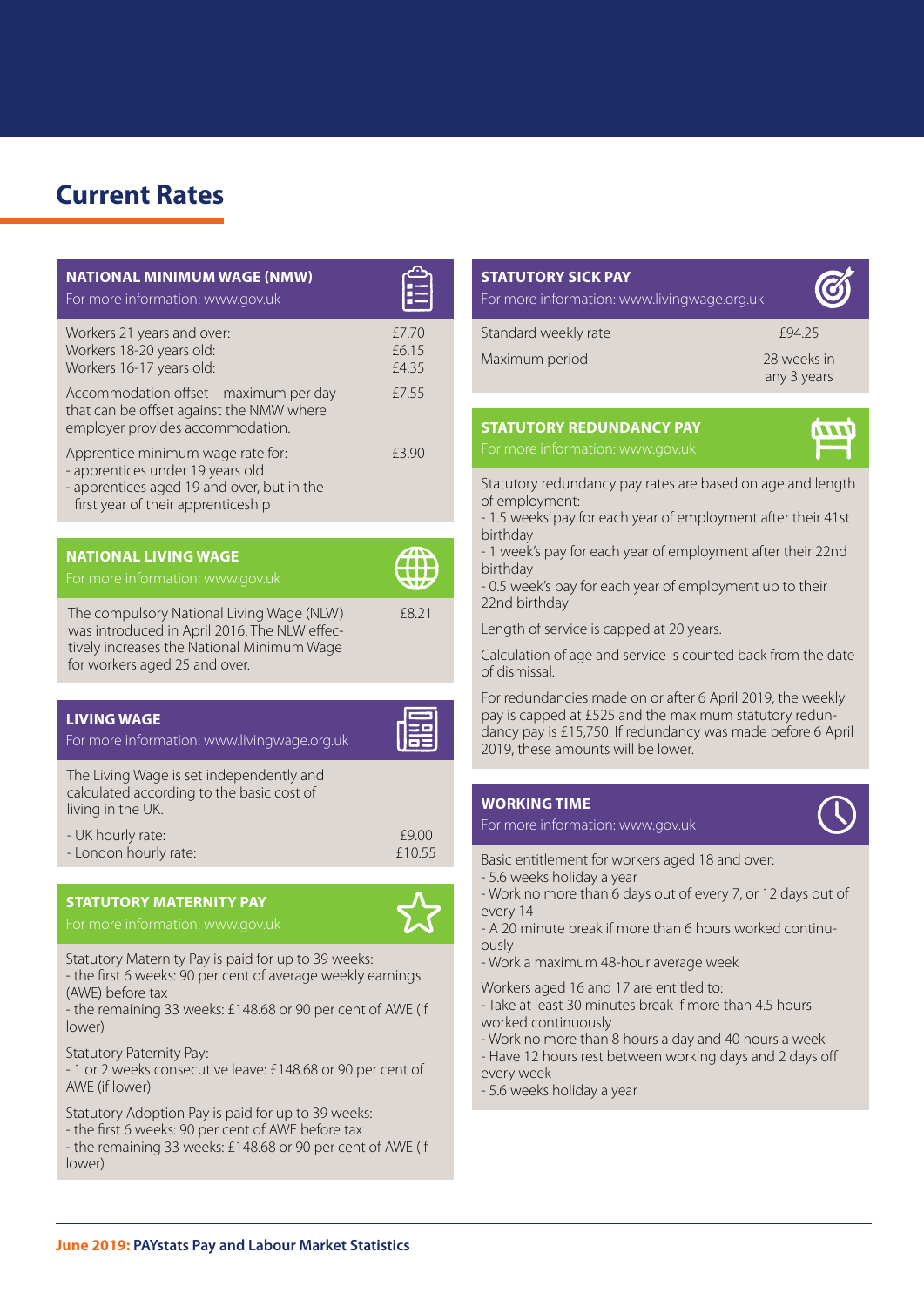# Current Rates

## NATIONAL MINIMUM WAGE (NMW)

For more information: www.gov.uk

| | |
|---|---|
| Workers 21 years and over:<br>Workers 18-20 years old:<br>Workers 16-17 years old: | £7.70<br>£6.15<br>£4.35 |
| Accommodation offset – maximum per day that can be offset against the NMW where employer provides accommodation. | £7.55 |
| Apprentice minimum wage rate for:<br>- apprentices under 19 years old<br>- apprentices aged 19 and over, but in the first year of their apprenticeship | £3.90 |

## NATIONAL LIVING WAGE

For more information: www.gov.uk

| | |
|---|---|
| The compulsory National Living Wage (NLW) was introduced in April 2016. The NLW effectively increases the National Minimum Wage for workers aged 25 and over. | £8.21 |

## LIVING WAGE

For more information: www.livingwage.org.uk

The Living Wage is set independently and calculated according to the basic cost of living in the UK.

| | |
|---|---|
| - UK hourly rate: | £9.00 |
| - London hourly rate: | £10.55 |

## STATUTORY MATERNITY PAY

For more information: www.gov.uk

Statutory Maternity Pay is paid for up to 39 weeks:
- the first 6 weeks: 90 per cent of average weekly earnings (AWE) before tax
- the remaining 33 weeks: £148.68 or 90 per cent of AWE (if lower)

Statutory Paternity Pay:
- 1 or 2 weeks consecutive leave: £148.68 or 90 per cent of AWE (if lower)

Statutory Adoption Pay is paid for up to 39 weeks:
- the first 6 weeks: 90 per cent of AWE before tax
- the remaining 33 weeks: £148.68 or 90 per cent of AWE (if lower)

## STATUTORY SICK PAY

For more information: www.livingwage.org.uk

| | |
|---|---|
| Standard weekly rate | £94.25 |
| Maximum period | 28 weeks in any 3 years |

## STATUTORY REDUNDANCY PAY

For more information: www.gov.uk

Statutory redundancy pay rates are based on age and length of employment:
- 1.5 weeks' pay for each year of employment after their 41st birthday
- 1 week's pay for each year of employment after their 22nd birthday
- 0.5 week's pay for each year of employment up to their 22nd birthday

Length of service is capped at 20 years.

Calculation of age and service is counted back from the date of dismissal.

For redundancies made on or after 6 April 2019, the weekly pay is capped at £525 and the maximum statutory redundancy pay is £15,750. If redundancy was made before 6 April 2019, these amounts will be lower.

## WORKING TIME

For more information: www.gov.uk

Basic entitlement for workers aged 18 and over:
- 5.6 weeks holiday a year
- Work no more than 6 days out of every 7, or 12 days out of every 14
- A 20 minute break if more than 6 hours worked continuously
- Work a maximum 48-hour average week

Workers aged 16 and 17 are entitled to:
- Take at least 30 minutes break if more than 4.5 hours worked continuously
- Work no more than 8 hours a day and 40 hours a week
- Have 12 hours rest between working days and 2 days off every week
- 5.6 weeks holiday a year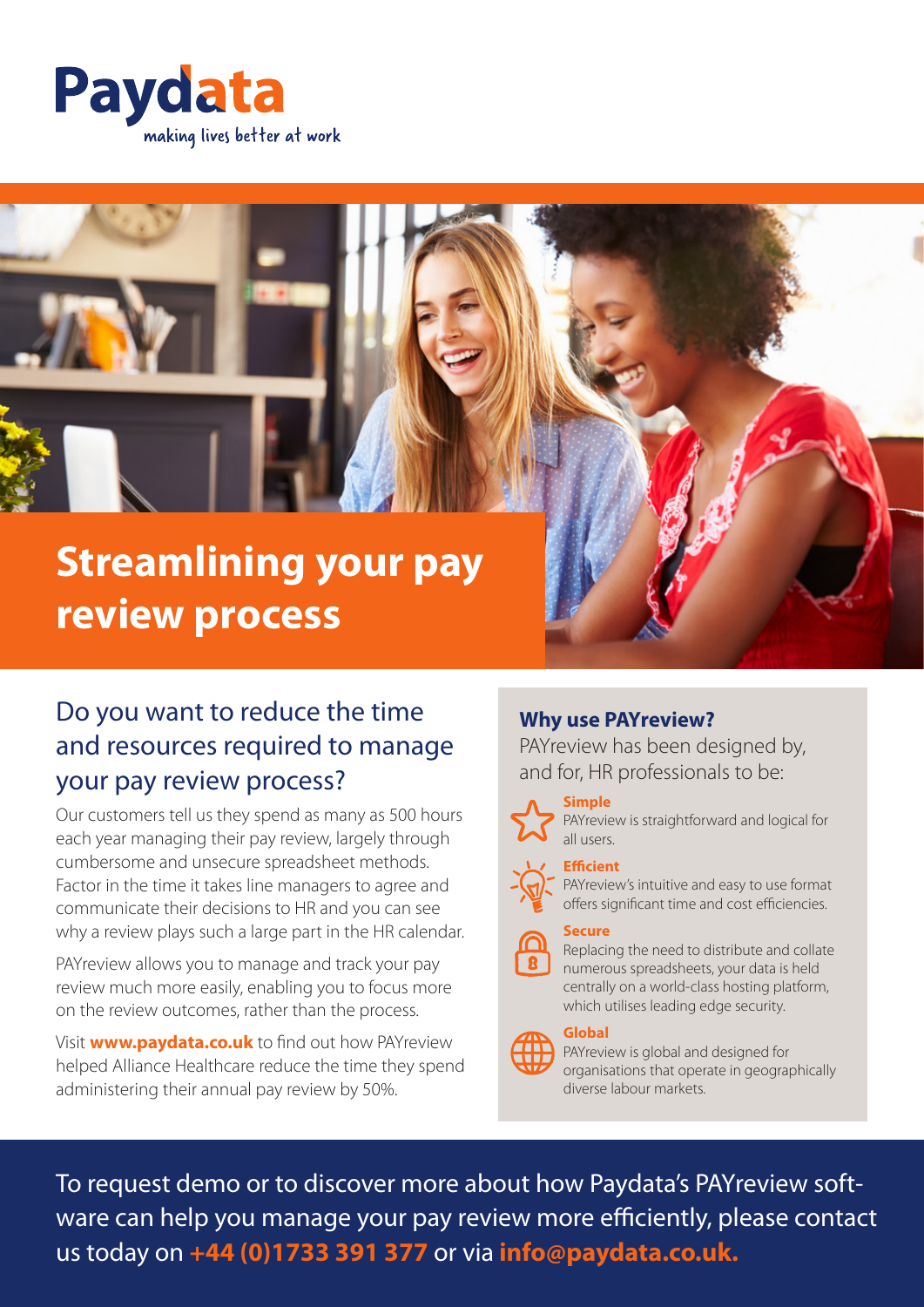Paydata
making lives better at work

# Streamlining your pay review process

## Do you want to reduce the time and resources required to manage your pay review process?

Our customers tell us they spend as many as 500 hours each year managing their pay review, largely through cumbersome and unsecure spreadsheet methods. Factor in the time it takes line managers to agree and communicate their decisions to HR and you can see why a review plays such a large part in the HR calendar.

PAYreview allows you to manage and track your pay review much more easily, enabling you to focus more on the review outcomes, rather than the process.

Visit **www.paydata.co.uk** to find out how PAYreview helped Alliance Healthcare reduce the time they spend administering their annual pay review by 50%.

### Why use PAYreview?

PAYreview has been designed by, and for, HR professionals to be:

**Simple**
PAYreview is straightforward and logical for all users.

**Efficient**
PAYreview's intuitive and easy to use format offers significant time and cost efficiencies.

**Secure**
Replacing the need to distribute and collate numerous spreadsheets, your data is held centrally on a world-class hosting platform, which utilises leading edge security.

**Global**
PAYreview is global and designed for organisations that operate in geographically diverse labour markets.

To request demo or to discover more about how Paydata's PAYreview software can help you manage your pay review more efficiently, please contact us today on **+44 (0)1733 391 377** or via **info@paydata.co.uk.**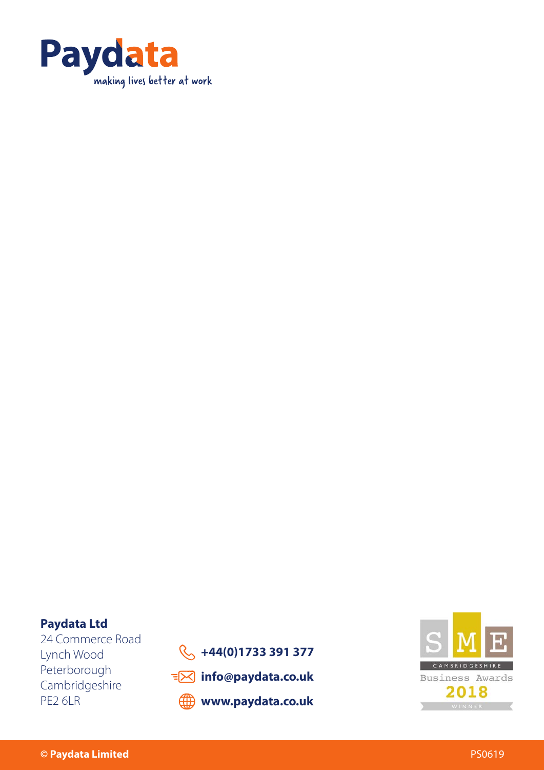Paydata

making lives better at work

**Paydata Ltd**
24 Commerce Road
Lynch Wood
Peterborough
Cambridgeshire
PE2 6LR

**+44(0)1733 391 377**

**info@paydata.co.uk**

**www.paydata.co.uk**

SME CAMBRIDGESHIRE Business Awards 2018 WINNER

**© Paydata Limited**

PS0619